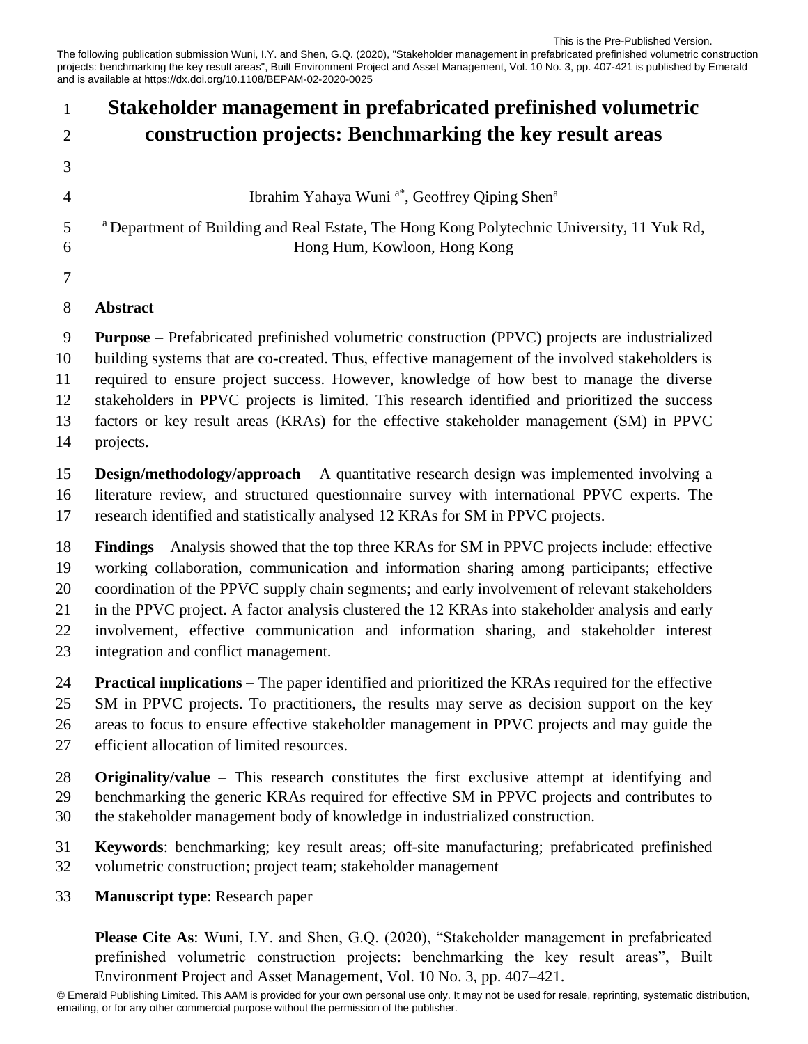This is the Pre-Published Version.

The following publication submission Wuni, I.Y. and Shen, G.Q. (2020), "Stakeholder management in prefabricated prefinished volumetric construction projects: benchmarking the key result areas", Built Environment Project and Asset Management, Vol. 10 No. 3, pp. 407-421 is published by Emerald and is available at https://dx.doi.org/10.1108/BEPAM-02-2020-0025

# Stakeholder management in prefabricated prefinished volumetric construction projects: Benchmarking the key result areas

Ibrahim Yahaya Wuni [a*], Geoffrey Qiping Shen[a]

[a] Department of Building and Real Estate, The Hong Kong Polytechnic University, 11 Yuk Rd, Hong Hum, Kowloon, Hong Kong

## Abstract

**Purpose** – Prefabricated prefinished volumetric construction (PPVC) projects are industrialized building systems that are co-created. Thus, effective management of the involved stakeholders is required to ensure project success. However, knowledge of how best to manage the diverse stakeholders in PPVC projects is limited. This research identified and prioritized the success factors or key result areas (KRAs) for the effective stakeholder management (SM) in PPVC projects.

**Design/methodology/approach** – A quantitative research design was implemented involving a literature review, and structured questionnaire survey with international PPVC experts. The research identified and statistically analysed 12 KRAs for SM in PPVC projects.

**Findings** – Analysis showed that the top three KRAs for SM in PPVC projects include: effective working collaboration, communication and information sharing among participants; effective coordination of the PPVC supply chain segments; and early involvement of relevant stakeholders in the PPVC project. A factor analysis clustered the 12 KRAs into stakeholder analysis and early involvement, effective communication and information sharing, and stakeholder interest integration and conflict management.

**Practical implications** – The paper identified and prioritized the KRAs required for the effective SM in PPVC projects. To practitioners, the results may serve as decision support on the key areas to focus to ensure effective stakeholder management in PPVC projects and may guide the efficient allocation of limited resources.

**Originality/value** – This research constitutes the first exclusive attempt at identifying and benchmarking the generic KRAs required for effective SM in PPVC projects and contributes to the stakeholder management body of knowledge in industrialized construction.

**Keywords**: benchmarking; key result areas; off-site manufacturing; prefabricated prefinished volumetric construction; project team; stakeholder management

**Manuscript type**: Research paper

**Please Cite As**: Wuni, I.Y. and Shen, G.Q. (2020), "Stakeholder management in prefabricated prefinished volumetric construction projects: benchmarking the key result areas", Built Environment Project and Asset Management, Vol. 10 No. 3, pp. 407–421.

© Emerald Publishing Limited. This AAM is provided for your own personal use only. It may not be used for resale, reprinting, systematic distribution, emailing, or for any other commercial purpose without the permission of the publisher.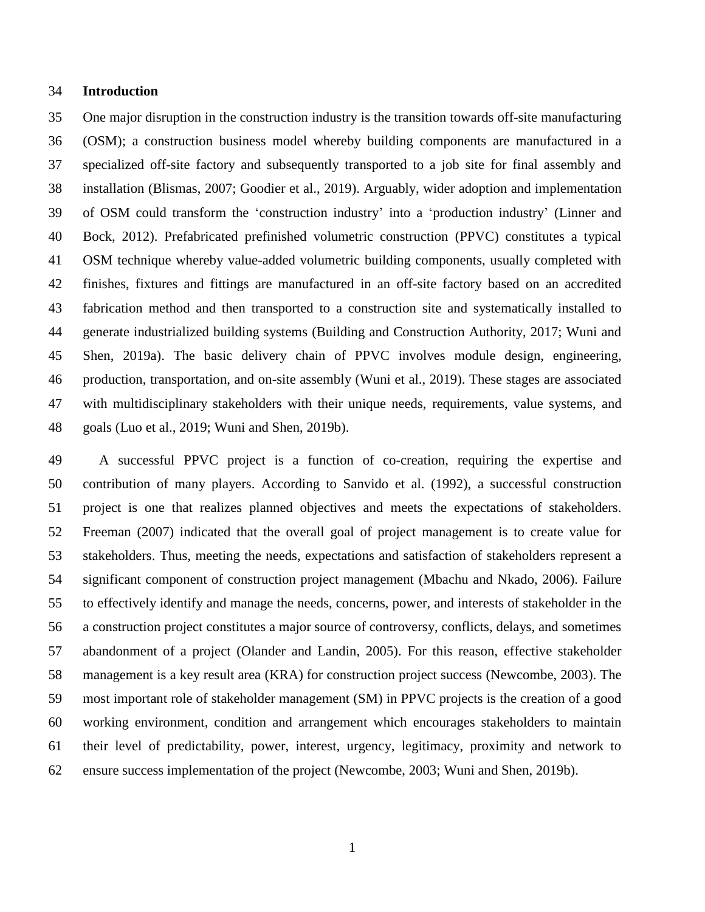## Introduction

One major disruption in the construction industry is the transition towards off-site manufacturing (OSM); a construction business model whereby building components are manufactured in a specialized off-site factory and subsequently transported to a job site for final assembly and installation (Blismas, 2007; Goodier et al., 2019). Arguably, wider adoption and implementation of OSM could transform the 'construction industry' into a 'production industry' (Linner and Bock, 2012). Prefabricated prefinished volumetric construction (PPVC) constitutes a typical OSM technique whereby value-added volumetric building components, usually completed with finishes, fixtures and fittings are manufactured in an off-site factory based on an accredited fabrication method and then transported to a construction site and systematically installed to generate industrialized building systems (Building and Construction Authority, 2017; Wuni and Shen, 2019a). The basic delivery chain of PPVC involves module design, engineering, production, transportation, and on-site assembly (Wuni et al., 2019). These stages are associated with multidisciplinary stakeholders with their unique needs, requirements, value systems, and goals (Luo et al., 2019; Wuni and Shen, 2019b).

A successful PPVC project is a function of co-creation, requiring the expertise and contribution of many players. According to Sanvido et al. (1992), a successful construction project is one that realizes planned objectives and meets the expectations of stakeholders. Freeman (2007) indicated that the overall goal of project management is to create value for stakeholders. Thus, meeting the needs, expectations and satisfaction of stakeholders represent a significant component of construction project management (Mbachu and Nkado, 2006). Failure to effectively identify and manage the needs, concerns, power, and interests of stakeholder in the a construction project constitutes a major source of controversy, conflicts, delays, and sometimes abandonment of a project (Olander and Landin, 2005). For this reason, effective stakeholder management is a key result area (KRA) for construction project success (Newcombe, 2003). The most important role of stakeholder management (SM) in PPVC projects is the creation of a good working environment, condition and arrangement which encourages stakeholders to maintain their level of predictability, power, interest, urgency, legitimacy, proximity and network to ensure success implementation of the project (Newcombe, 2003; Wuni and Shen, 2019b).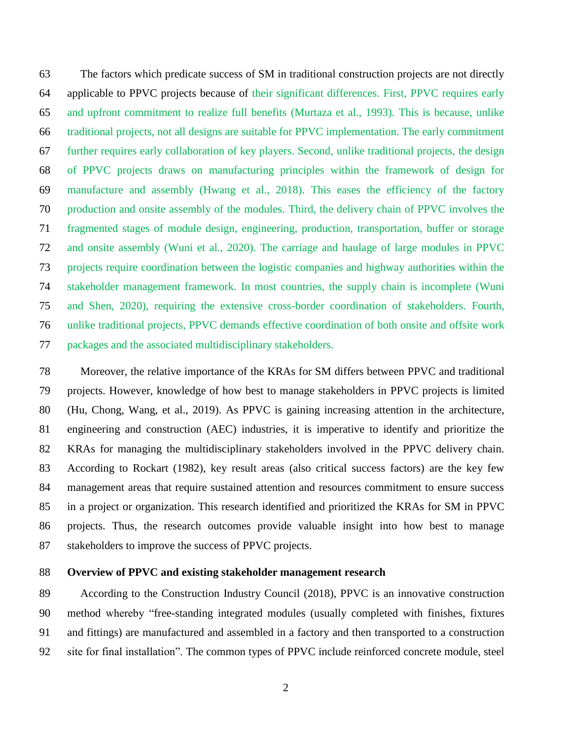The factors which predicate success of SM in traditional construction projects are not directly applicable to PPVC projects because of their significant differences. First, PPVC requires early and upfront commitment to realize full benefits (Murtaza et al., 1993). This is because, unlike traditional projects, not all designs are suitable for PPVC implementation. The early commitment further requires early collaboration of key players. Second, unlike traditional projects, the design of PPVC projects draws on manufacturing principles within the framework of design for manufacture and assembly (Hwang et al., 2018). This eases the efficiency of the factory production and onsite assembly of the modules. Third, the delivery chain of PPVC involves the fragmented stages of module design, engineering, production, transportation, buffer or storage and onsite assembly (Wuni et al., 2020). The carriage and haulage of large modules in PPVC projects require coordination between the logistic companies and highway authorities within the stakeholder management framework. In most countries, the supply chain is incomplete (Wuni and Shen, 2020), requiring the extensive cross-border coordination of stakeholders. Fourth, unlike traditional projects, PPVC demands effective coordination of both onsite and offsite work packages and the associated multidisciplinary stakeholders.

Moreover, the relative importance of the KRAs for SM differs between PPVC and traditional projects. However, knowledge of how best to manage stakeholders in PPVC projects is limited (Hu, Chong, Wang, et al., 2019). As PPVC is gaining increasing attention in the architecture, engineering and construction (AEC) industries, it is imperative to identify and prioritize the KRAs for managing the multidisciplinary stakeholders involved in the PPVC delivery chain. According to Rockart (1982), key result areas (also critical success factors) are the key few management areas that require sustained attention and resources commitment to ensure success in a project or organization. This research identified and prioritized the KRAs for SM in PPVC projects. Thus, the research outcomes provide valuable insight into how best to manage stakeholders to improve the success of PPVC projects.

## Overview of PPVC and existing stakeholder management research

According to the Construction Industry Council (2018), PPVC is an innovative construction method whereby "free-standing integrated modules (usually completed with finishes, fixtures and fittings) are manufactured and assembled in a factory and then transported to a construction site for final installation". The common types of PPVC include reinforced concrete module, steel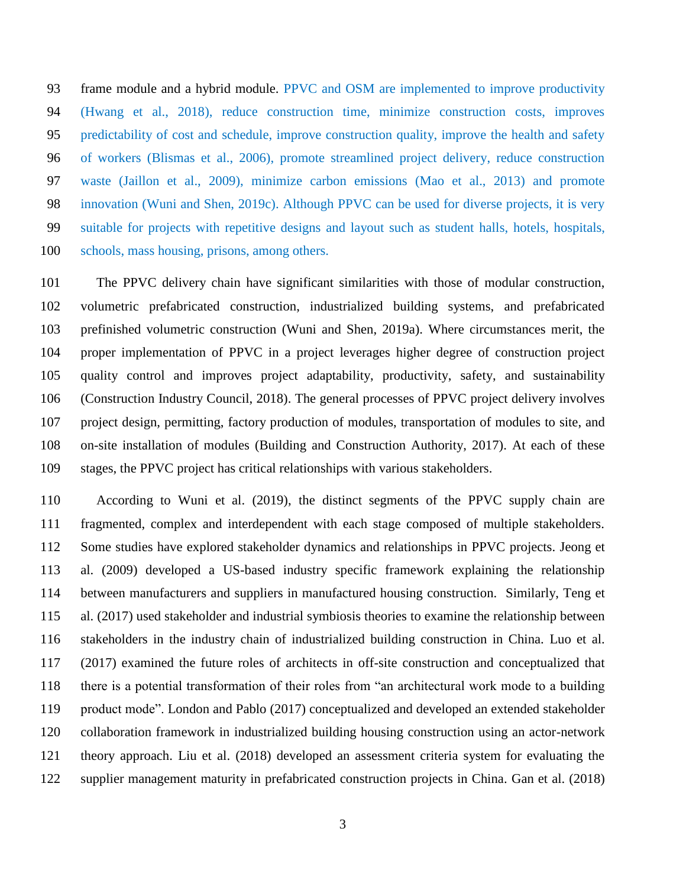frame module and a hybrid module. PPVC and OSM are implemented to improve productivity (Hwang et al., 2018), reduce construction time, minimize construction costs, improves predictability of cost and schedule, improve construction quality, improve the health and safety of workers (Blismas et al., 2006), promote streamlined project delivery, reduce construction waste (Jaillon et al., 2009), minimize carbon emissions (Mao et al., 2013) and promote innovation (Wuni and Shen, 2019c). Although PPVC can be used for diverse projects, it is very suitable for projects with repetitive designs and layout such as student halls, hotels, hospitals, schools, mass housing, prisons, among others.

The PPVC delivery chain have significant similarities with those of modular construction, volumetric prefabricated construction, industrialized building systems, and prefabricated prefinished volumetric construction (Wuni and Shen, 2019a). Where circumstances merit, the proper implementation of PPVC in a project leverages higher degree of construction project quality control and improves project adaptability, productivity, safety, and sustainability (Construction Industry Council, 2018). The general processes of PPVC project delivery involves project design, permitting, factory production of modules, transportation of modules to site, and on-site installation of modules (Building and Construction Authority, 2017). At each of these stages, the PPVC project has critical relationships with various stakeholders.

According to Wuni et al. (2019), the distinct segments of the PPVC supply chain are fragmented, complex and interdependent with each stage composed of multiple stakeholders. Some studies have explored stakeholder dynamics and relationships in PPVC projects. Jeong et al. (2009) developed a US-based industry specific framework explaining the relationship between manufacturers and suppliers in manufactured housing construction. Similarly, Teng et al. (2017) used stakeholder and industrial symbiosis theories to examine the relationship between stakeholders in the industry chain of industrialized building construction in China. Luo et al. (2017) examined the future roles of architects in off-site construction and conceptualized that there is a potential transformation of their roles from "an architectural work mode to a building product mode". London and Pablo (2017) conceptualized and developed an extended stakeholder collaboration framework in industrialized building housing construction using an actor-network theory approach. Liu et al. (2018) developed an assessment criteria system for evaluating the supplier management maturity in prefabricated construction projects in China. Gan et al. (2018)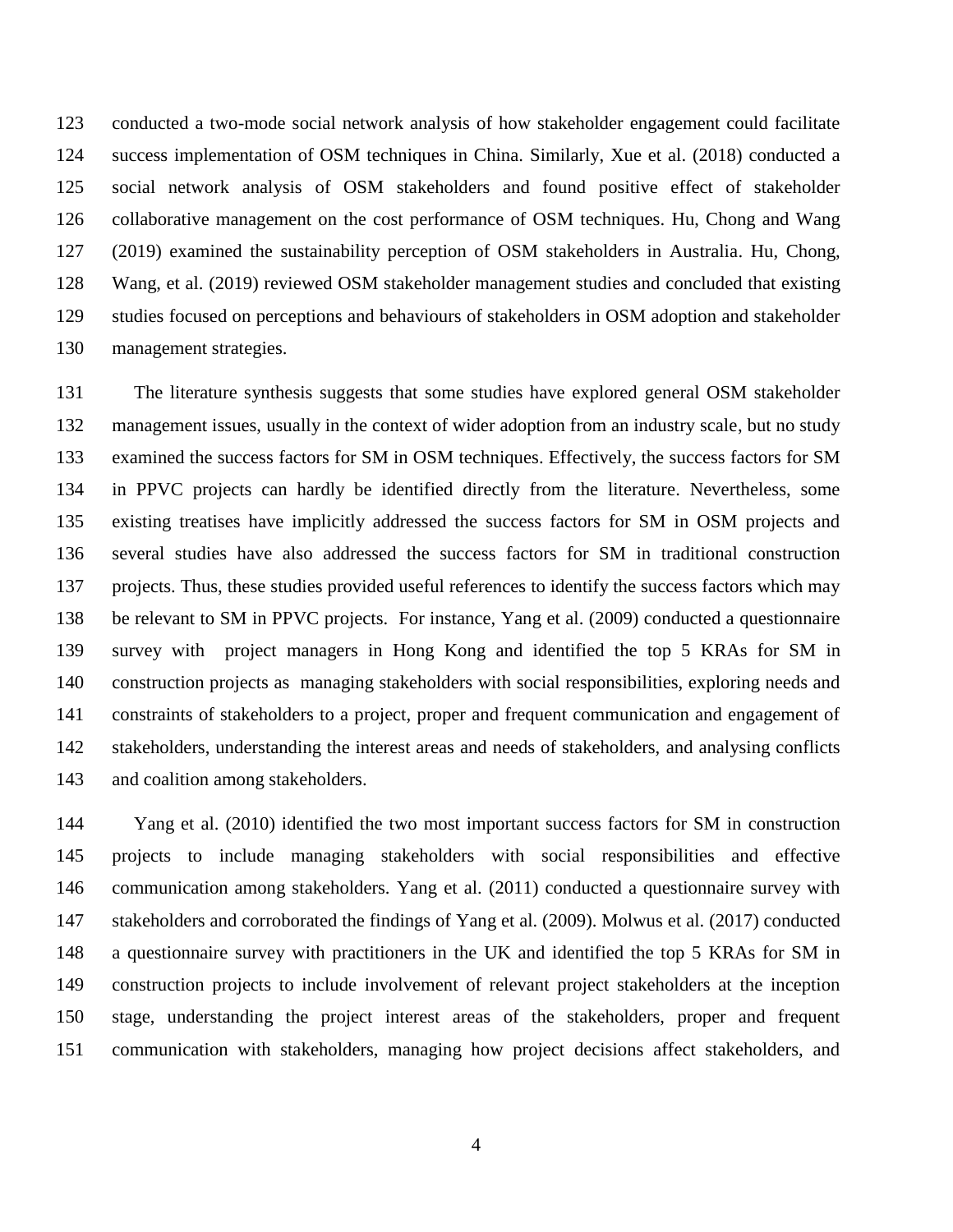conducted a two-mode social network analysis of how stakeholder engagement could facilitate success implementation of OSM techniques in China. Similarly, Xue et al. (2018) conducted a social network analysis of OSM stakeholders and found positive effect of stakeholder collaborative management on the cost performance of OSM techniques. Hu, Chong and Wang (2019) examined the sustainability perception of OSM stakeholders in Australia. Hu, Chong, Wang, et al. (2019) reviewed OSM stakeholder management studies and concluded that existing studies focused on perceptions and behaviours of stakeholders in OSM adoption and stakeholder management strategies.

The literature synthesis suggests that some studies have explored general OSM stakeholder management issues, usually in the context of wider adoption from an industry scale, but no study examined the success factors for SM in OSM techniques. Effectively, the success factors for SM in PPVC projects can hardly be identified directly from the literature. Nevertheless, some existing treatises have implicitly addressed the success factors for SM in OSM projects and several studies have also addressed the success factors for SM in traditional construction projects. Thus, these studies provided useful references to identify the success factors which may be relevant to SM in PPVC projects. For instance, Yang et al. (2009) conducted a questionnaire survey with project managers in Hong Kong and identified the top 5 KRAs for SM in construction projects as managing stakeholders with social responsibilities, exploring needs and constraints of stakeholders to a project, proper and frequent communication and engagement of stakeholders, understanding the interest areas and needs of stakeholders, and analysing conflicts and coalition among stakeholders.

Yang et al. (2010) identified the two most important success factors for SM in construction projects to include managing stakeholders with social responsibilities and effective communication among stakeholders. Yang et al. (2011) conducted a questionnaire survey with stakeholders and corroborated the findings of Yang et al. (2009). Molwus et al. (2017) conducted a questionnaire survey with practitioners in the UK and identified the top 5 KRAs for SM in construction projects to include involvement of relevant project stakeholders at the inception stage, understanding the project interest areas of the stakeholders, proper and frequent communication with stakeholders, managing how project decisions affect stakeholders, and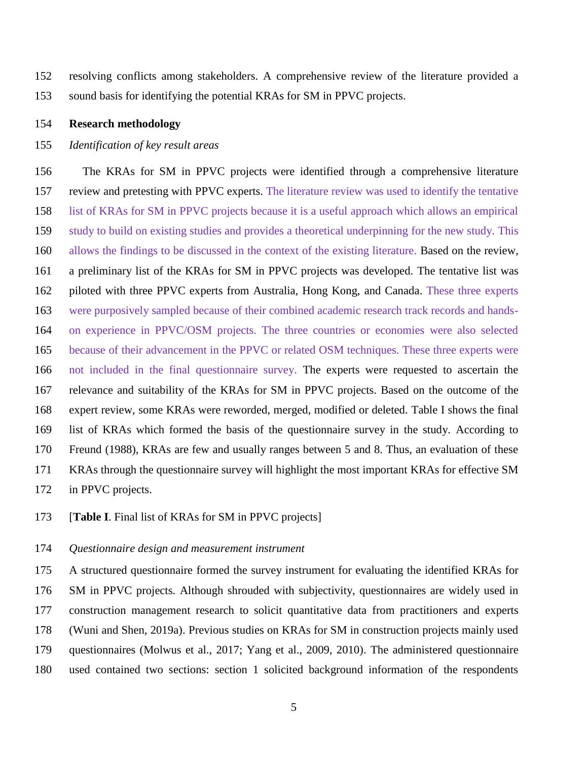resolving conflicts among stakeholders. A comprehensive review of the literature provided a sound basis for identifying the potential KRAs for SM in PPVC projects.

## Research methodology

### *Identification of key result areas*

The KRAs for SM in PPVC projects were identified through a comprehensive literature review and pretesting with PPVC experts. The literature review was used to identify the tentative list of KRAs for SM in PPVC projects because it is a useful approach which allows an empirical study to build on existing studies and provides a theoretical underpinning for the new study. This allows the findings to be discussed in the context of the existing literature. Based on the review, a preliminary list of the KRAs for SM in PPVC projects was developed. The tentative list was piloted with three PPVC experts from Australia, Hong Kong, and Canada. These three experts were purposively sampled because of their combined academic research track records and hands-on experience in PPVC/OSM projects. The three countries or economies were also selected because of their advancement in the PPVC or related OSM techniques. These three experts were not included in the final questionnaire survey. The experts were requested to ascertain the relevance and suitability of the KRAs for SM in PPVC projects. Based on the outcome of the expert review, some KRAs were reworded, merged, modified or deleted. Table I shows the final list of KRAs which formed the basis of the questionnaire survey in the study. According to Freund (1988), KRAs are few and usually ranges between 5 and 8. Thus, an evaluation of these KRAs through the questionnaire survey will highlight the most important KRAs for effective SM in PPVC projects.

[**Table I**. Final list of KRAs for SM in PPVC projects]

### *Questionnaire design and measurement instrument*

A structured questionnaire formed the survey instrument for evaluating the identified KRAs for SM in PPVC projects. Although shrouded with subjectivity, questionnaires are widely used in construction management research to solicit quantitative data from practitioners and experts (Wuni and Shen, 2019a). Previous studies on KRAs for SM in construction projects mainly used questionnaires (Molwus et al., 2017; Yang et al., 2009, 2010). The administered questionnaire used contained two sections: section 1 solicited background information of the respondents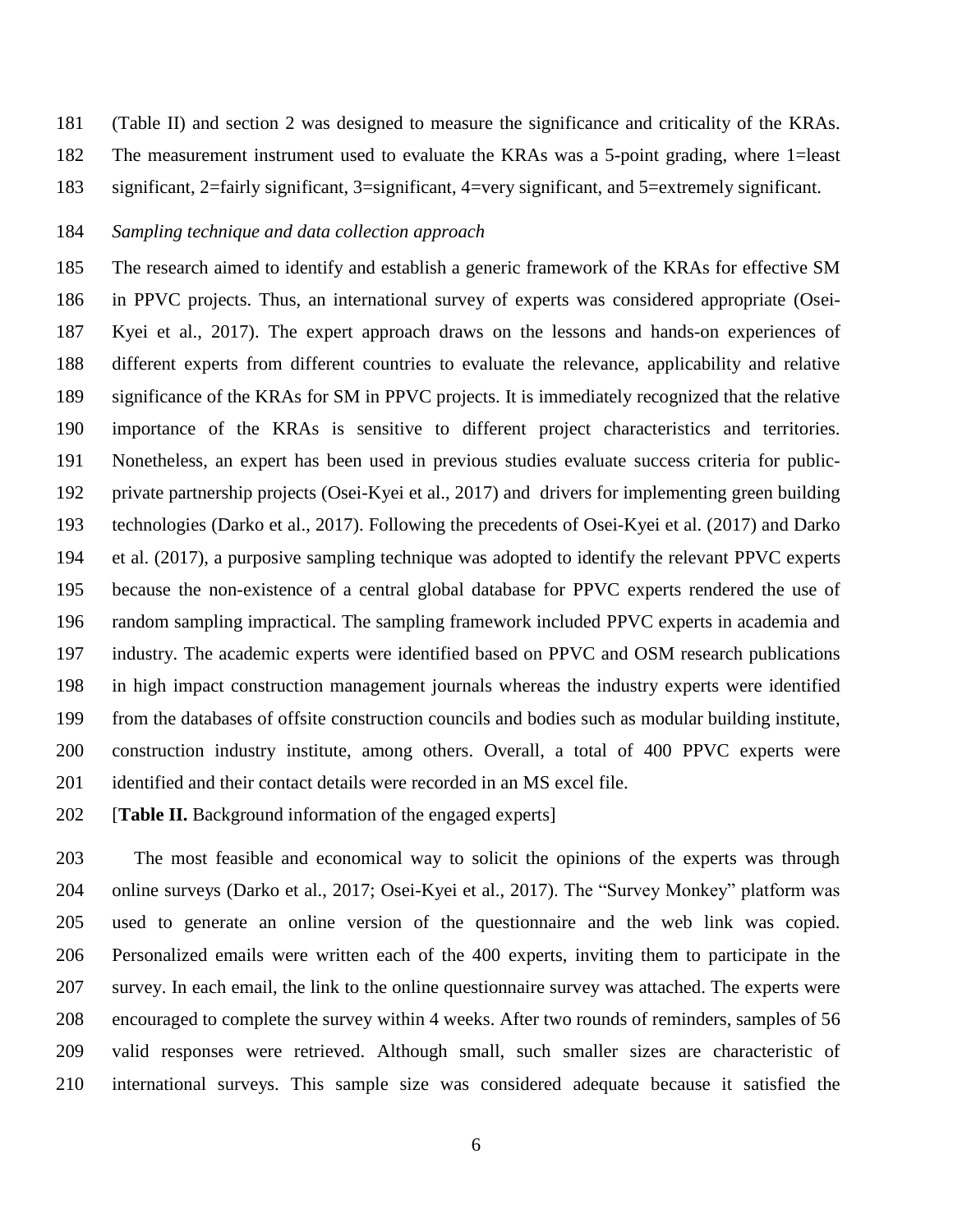(Table II) and section 2 was designed to measure the significance and criticality of the KRAs. The measurement instrument used to evaluate the KRAs was a 5-point grading, where 1=least significant, 2=fairly significant, 3=significant, 4=very significant, and 5=extremely significant.

*Sampling technique and data collection approach*

The research aimed to identify and establish a generic framework of the KRAs for effective SM in PPVC projects. Thus, an international survey of experts was considered appropriate (Osei-Kyei et al., 2017). The expert approach draws on the lessons and hands-on experiences of different experts from different countries to evaluate the relevance, applicability and relative significance of the KRAs for SM in PPVC projects. It is immediately recognized that the relative importance of the KRAs is sensitive to different project characteristics and territories. Nonetheless, an expert has been used in previous studies evaluate success criteria for public-private partnership projects (Osei-Kyei et al., 2017) and drivers for implementing green building technologies (Darko et al., 2017). Following the precedents of Osei-Kyei et al. (2017) and Darko et al. (2017), a purposive sampling technique was adopted to identify the relevant PPVC experts because the non-existence of a central global database for PPVC experts rendered the use of random sampling impractical. The sampling framework included PPVC experts in academia and industry. The academic experts were identified based on PPVC and OSM research publications in high impact construction management journals whereas the industry experts were identified from the databases of offsite construction councils and bodies such as modular building institute, construction industry institute, among others. Overall, a total of 400 PPVC experts were identified and their contact details were recorded in an MS excel file.

[**Table II.** Background information of the engaged experts]

The most feasible and economical way to solicit the opinions of the experts was through online surveys (Darko et al., 2017; Osei-Kyei et al., 2017). The "Survey Monkey" platform was used to generate an online version of the questionnaire and the web link was copied. Personalized emails were written each of the 400 experts, inviting them to participate in the survey. In each email, the link to the online questionnaire survey was attached. The experts were encouraged to complete the survey within 4 weeks. After two rounds of reminders, samples of 56 valid responses were retrieved. Although small, such smaller sizes are characteristic of international surveys. This sample size was considered adequate because it satisfied the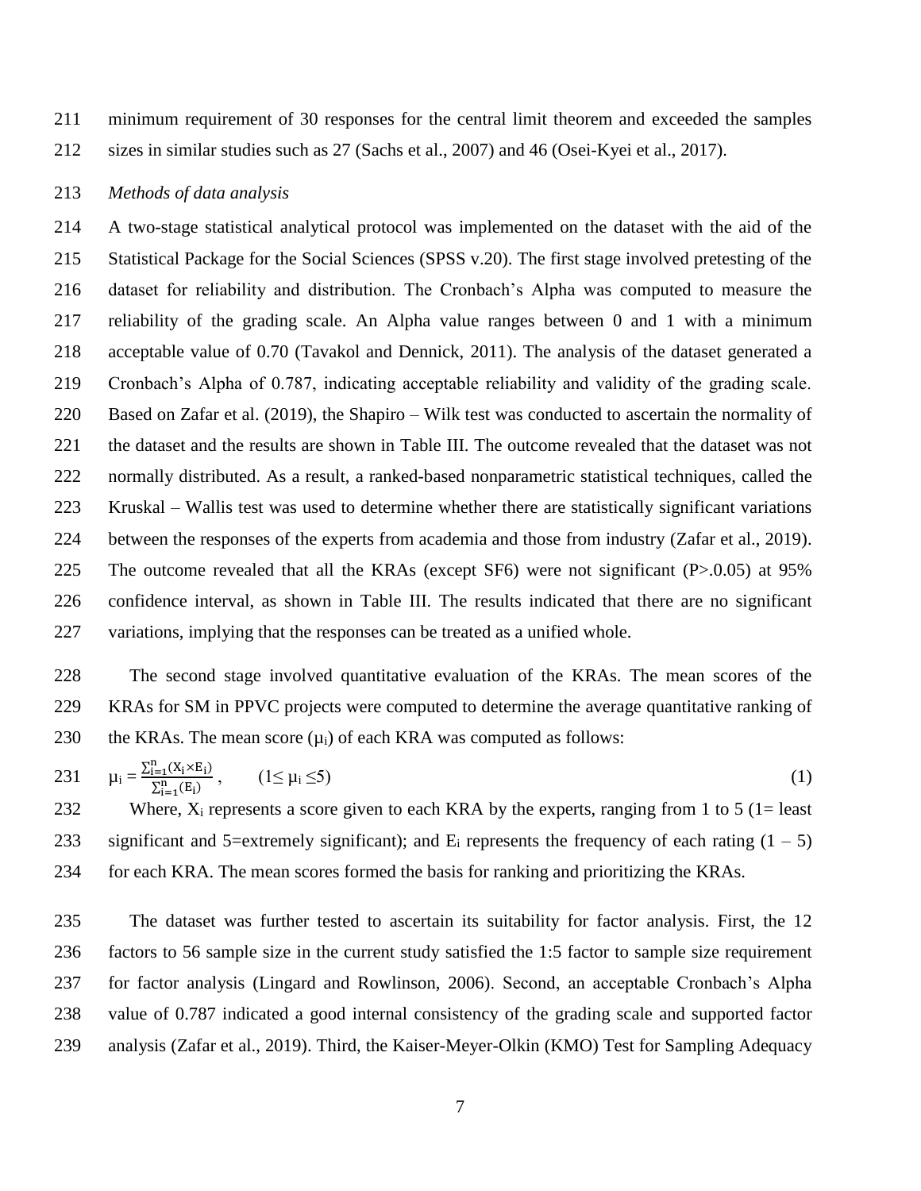minimum requirement of 30 responses for the central limit theorem and exceeded the samples sizes in similar studies such as 27 (Sachs et al., 2007) and 46 (Osei-Kyei et al., 2017).

*Methods of data analysis*

A two-stage statistical analytical protocol was implemented on the dataset with the aid of the Statistical Package for the Social Sciences (SPSS v.20). The first stage involved pretesting of the dataset for reliability and distribution. The Cronbach's Alpha was computed to measure the reliability of the grading scale. An Alpha value ranges between 0 and 1 with a minimum acceptable value of 0.70 (Tavakol and Dennick, 2011). The analysis of the dataset generated a Cronbach's Alpha of 0.787, indicating acceptable reliability and validity of the grading scale. Based on Zafar et al. (2019), the Shapiro – Wilk test was conducted to ascertain the normality of the dataset and the results are shown in Table III. The outcome revealed that the dataset was not normally distributed. As a result, a ranked-based nonparametric statistical techniques, called the Kruskal – Wallis test was used to determine whether there are statistically significant variations between the responses of the experts from academia and those from industry (Zafar et al., 2019). The outcome revealed that all the KRAs (except SF6) were not significant (P>.0.05) at 95% confidence interval, as shown in Table III. The results indicated that there are no significant variations, implying that the responses can be treated as a unified whole.

The second stage involved quantitative evaluation of the KRAs. The mean scores of the KRAs for SM in PPVC projects were computed to determine the average quantitative ranking of the KRAs. The mean score ($\mu_i$) of each KRA was computed as follows:

$$\mu_i = \frac{\sum_{i=1}^{n}(X_i \times E_i)}{\sum_{i=1}^{n}(E_i)}, \qquad (1 \leq \mu_i \leq 5) \tag{1}$$

Where, $X_i$ represents a score given to each KRA by the experts, ranging from 1 to 5 (1= least significant and 5=extremely significant); and $E_i$ represents the frequency of each rating (1 – 5) for each KRA. The mean scores formed the basis for ranking and prioritizing the KRAs.

The dataset was further tested to ascertain its suitability for factor analysis. First, the 12 factors to 56 sample size in the current study satisfied the 1:5 factor to sample size requirement for factor analysis (Lingard and Rowlinson, 2006). Second, an acceptable Cronbach's Alpha value of 0.787 indicated a good internal consistency of the grading scale and supported factor analysis (Zafar et al., 2019). Third, the Kaiser-Meyer-Olkin (KMO) Test for Sampling Adequacy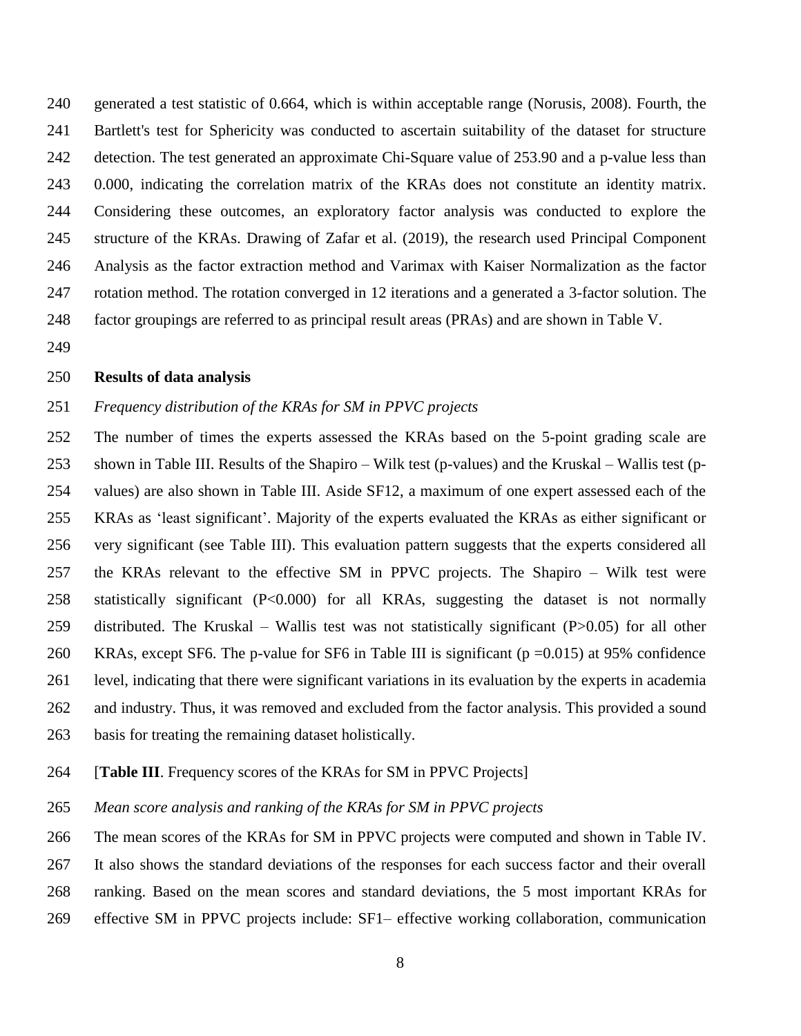generated a test statistic of 0.664, which is within acceptable range (Norusis, 2008). Fourth, the Bartlett's test for Sphericity was conducted to ascertain suitability of the dataset for structure detection. The test generated an approximate Chi-Square value of 253.90 and a p-value less than 0.000, indicating the correlation matrix of the KRAs does not constitute an identity matrix. Considering these outcomes, an exploratory factor analysis was conducted to explore the structure of the KRAs. Drawing of Zafar et al. (2019), the research used Principal Component Analysis as the factor extraction method and Varimax with Kaiser Normalization as the factor rotation method. The rotation converged in 12 iterations and a generated a 3-factor solution. The factor groupings are referred to as principal result areas (PRAs) and are shown in Table V.

## Results of data analysis

### *Frequency distribution of the KRAs for SM in PPVC projects*

The number of times the experts assessed the KRAs based on the 5-point grading scale are shown in Table III. Results of the Shapiro – Wilk test (p-values) and the Kruskal – Wallis test (p-values) are also shown in Table III. Aside SF12, a maximum of one expert assessed each of the KRAs as 'least significant'. Majority of the experts evaluated the KRAs as either significant or very significant (see Table III). This evaluation pattern suggests that the experts considered all the KRAs relevant to the effective SM in PPVC projects. The Shapiro – Wilk test were statistically significant ($P<0.000$) for all KRAs, suggesting the dataset is not normally distributed. The Kruskal – Wallis test was not statistically significant ($P>0.05$) for all other KRAs, except SF6. The p-value for SF6 in Table III is significant ($p = 0.015$) at 95% confidence level, indicating that there were significant variations in its evaluation by the experts in academia and industry. Thus, it was removed and excluded from the factor analysis. This provided a sound basis for treating the remaining dataset holistically.

[**Table III**. Frequency scores of the KRAs for SM in PPVC Projects]

### *Mean score analysis and ranking of the KRAs for SM in PPVC projects*

The mean scores of the KRAs for SM in PPVC projects were computed and shown in Table IV. It also shows the standard deviations of the responses for each success factor and their overall ranking. Based on the mean scores and standard deviations, the 5 most important KRAs for effective SM in PPVC projects include: SF1– effective working collaboration, communication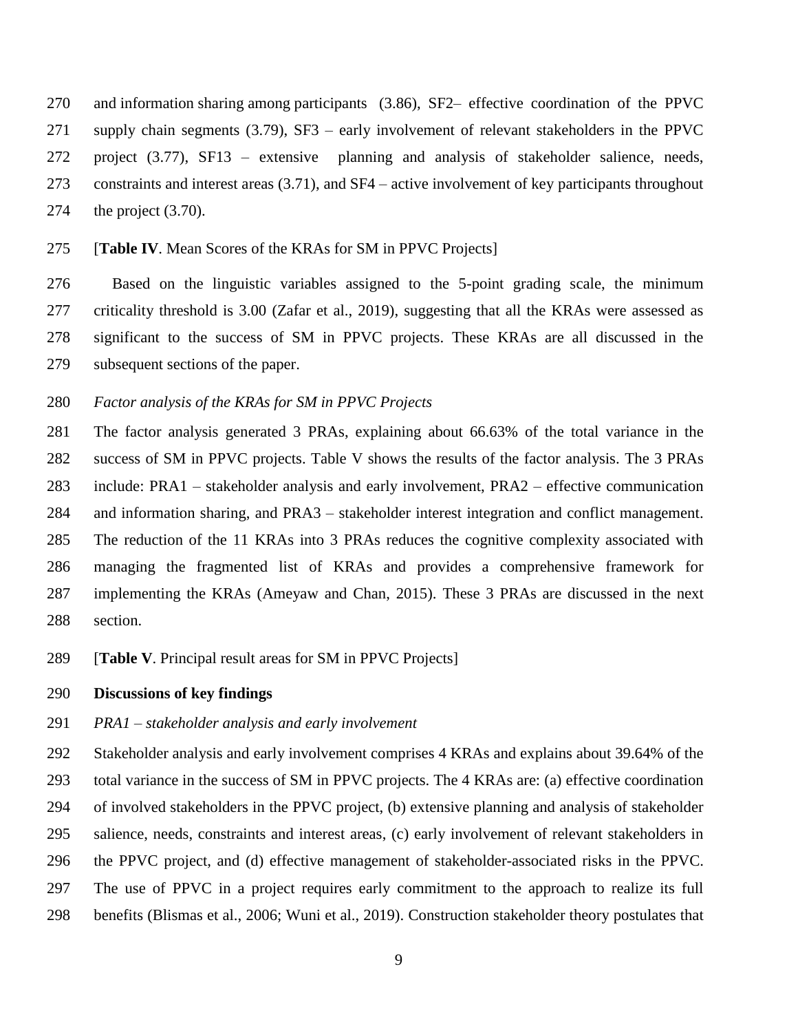and information sharing among participants (3.86), SF2– effective coordination of the PPVC supply chain segments (3.79), SF3 – early involvement of relevant stakeholders in the PPVC project (3.77), SF13 – extensive planning and analysis of stakeholder salience, needs, constraints and interest areas (3.71), and SF4 – active involvement of key participants throughout the project (3.70).

[**Table IV**. Mean Scores of the KRAs for SM in PPVC Projects]

Based on the linguistic variables assigned to the 5-point grading scale, the minimum criticality threshold is 3.00 (Zafar et al., 2019), suggesting that all the KRAs were assessed as significant to the success of SM in PPVC projects. These KRAs are all discussed in the subsequent sections of the paper.

*Factor analysis of the KRAs for SM in PPVC Projects*

The factor analysis generated 3 PRAs, explaining about 66.63% of the total variance in the success of SM in PPVC projects. Table V shows the results of the factor analysis. The 3 PRAs include: PRA1 – stakeholder analysis and early involvement, PRA2 – effective communication and information sharing, and PRA3 – stakeholder interest integration and conflict management. The reduction of the 11 KRAs into 3 PRAs reduces the cognitive complexity associated with managing the fragmented list of KRAs and provides a comprehensive framework for implementing the KRAs (Ameyaw and Chan, 2015). These 3 PRAs are discussed in the next section.

[**Table V**. Principal result areas for SM in PPVC Projects]

## Discussions of key findings

*PRA1 – stakeholder analysis and early involvement*

Stakeholder analysis and early involvement comprises 4 KRAs and explains about 39.64% of the total variance in the success of SM in PPVC projects. The 4 KRAs are: (a) effective coordination of involved stakeholders in the PPVC project, (b) extensive planning and analysis of stakeholder salience, needs, constraints and interest areas, (c) early involvement of relevant stakeholders in the PPVC project, and (d) effective management of stakeholder-associated risks in the PPVC. The use of PPVC in a project requires early commitment to the approach to realize its full benefits (Blismas et al., 2006; Wuni et al., 2019). Construction stakeholder theory postulates that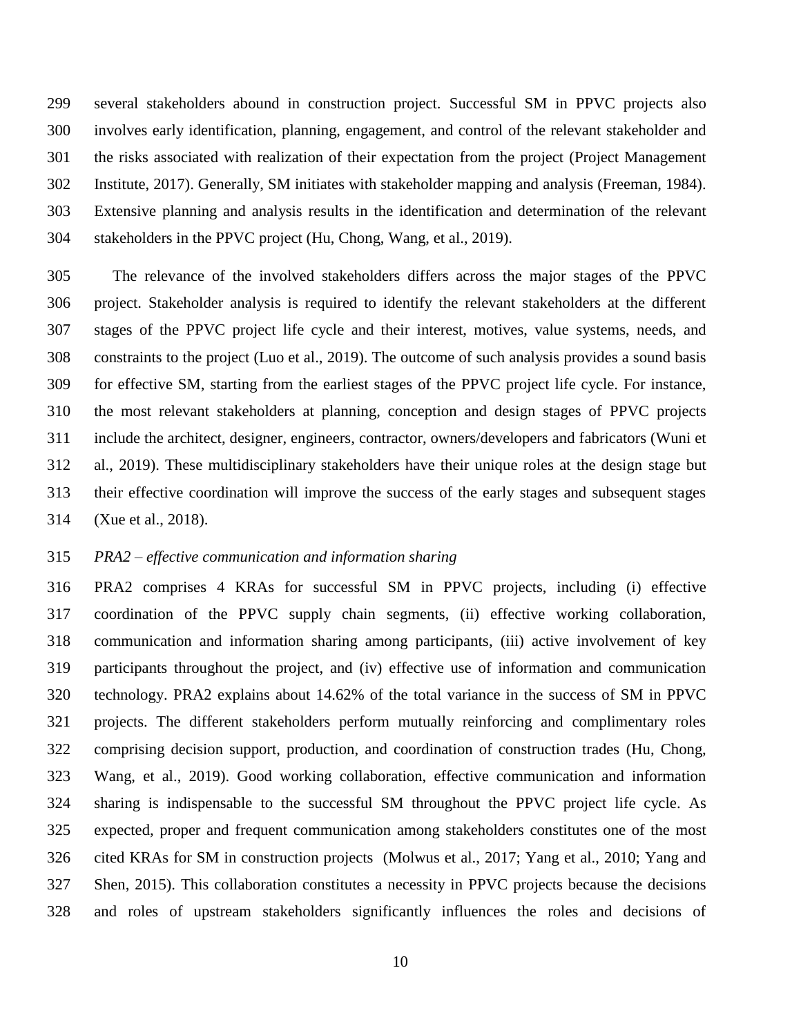several stakeholders abound in construction project. Successful SM in PPVC projects also involves early identification, planning, engagement, and control of the relevant stakeholder and the risks associated with realization of their expectation from the project (Project Management Institute, 2017). Generally, SM initiates with stakeholder mapping and analysis (Freeman, 1984). Extensive planning and analysis results in the identification and determination of the relevant stakeholders in the PPVC project (Hu, Chong, Wang, et al., 2019).

The relevance of the involved stakeholders differs across the major stages of the PPVC project. Stakeholder analysis is required to identify the relevant stakeholders at the different stages of the PPVC project life cycle and their interest, motives, value systems, needs, and constraints to the project (Luo et al., 2019). The outcome of such analysis provides a sound basis for effective SM, starting from the earliest stages of the PPVC project life cycle. For instance, the most relevant stakeholders at planning, conception and design stages of PPVC projects include the architect, designer, engineers, contractor, owners/developers and fabricators (Wuni et al., 2019). These multidisciplinary stakeholders have their unique roles at the design stage but their effective coordination will improve the success of the early stages and subsequent stages (Xue et al., 2018).

*PRA2 – effective communication and information sharing*

PRA2 comprises 4 KRAs for successful SM in PPVC projects, including (i) effective coordination of the PPVC supply chain segments, (ii) effective working collaboration, communication and information sharing among participants, (iii) active involvement of key participants throughout the project, and (iv) effective use of information and communication technology. PRA2 explains about 14.62% of the total variance in the success of SM in PPVC projects. The different stakeholders perform mutually reinforcing and complimentary roles comprising decision support, production, and coordination of construction trades (Hu, Chong, Wang, et al., 2019). Good working collaboration, effective communication and information sharing is indispensable to the successful SM throughout the PPVC project life cycle. As expected, proper and frequent communication among stakeholders constitutes one of the most cited KRAs for SM in construction projects (Molwus et al., 2017; Yang et al., 2010; Yang and Shen, 2015). This collaboration constitutes a necessity in PPVC projects because the decisions and roles of upstream stakeholders significantly influences the roles and decisions of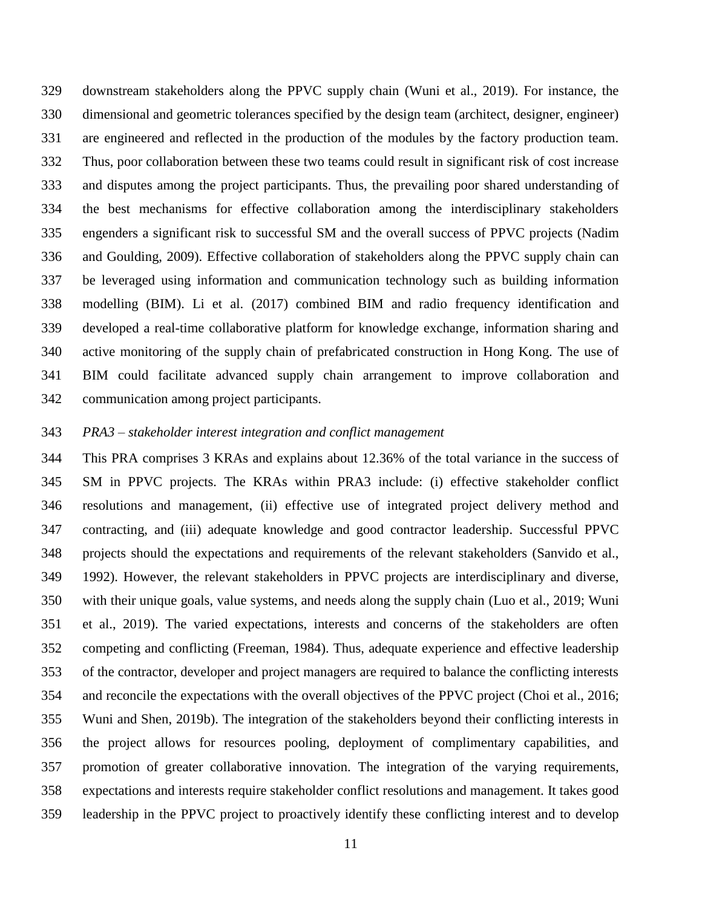downstream stakeholders along the PPVC supply chain (Wuni et al., 2019). For instance, the dimensional and geometric tolerances specified by the design team (architect, designer, engineer) are engineered and reflected in the production of the modules by the factory production team. Thus, poor collaboration between these two teams could result in significant risk of cost increase and disputes among the project participants. Thus, the prevailing poor shared understanding of the best mechanisms for effective collaboration among the interdisciplinary stakeholders engenders a significant risk to successful SM and the overall success of PPVC projects (Nadim and Goulding, 2009). Effective collaboration of stakeholders along the PPVC supply chain can be leveraged using information and communication technology such as building information modelling (BIM). Li et al. (2017) combined BIM and radio frequency identification and developed a real-time collaborative platform for knowledge exchange, information sharing and active monitoring of the supply chain of prefabricated construction in Hong Kong. The use of BIM could facilitate advanced supply chain arrangement to improve collaboration and communication among project participants.

*PRA3 – stakeholder interest integration and conflict management*

This PRA comprises 3 KRAs and explains about 12.36% of the total variance in the success of SM in PPVC projects. The KRAs within PRA3 include: (i) effective stakeholder conflict resolutions and management, (ii) effective use of integrated project delivery method and contracting, and (iii) adequate knowledge and good contractor leadership. Successful PPVC projects should the expectations and requirements of the relevant stakeholders (Sanvido et al., 1992). However, the relevant stakeholders in PPVC projects are interdisciplinary and diverse, with their unique goals, value systems, and needs along the supply chain (Luo et al., 2019; Wuni et al., 2019). The varied expectations, interests and concerns of the stakeholders are often competing and conflicting (Freeman, 1984). Thus, adequate experience and effective leadership of the contractor, developer and project managers are required to balance the conflicting interests and reconcile the expectations with the overall objectives of the PPVC project (Choi et al., 2016; Wuni and Shen, 2019b). The integration of the stakeholders beyond their conflicting interests in the project allows for resources pooling, deployment of complimentary capabilities, and promotion of greater collaborative innovation. The integration of the varying requirements, expectations and interests require stakeholder conflict resolutions and management. It takes good leadership in the PPVC project to proactively identify these conflicting interest and to develop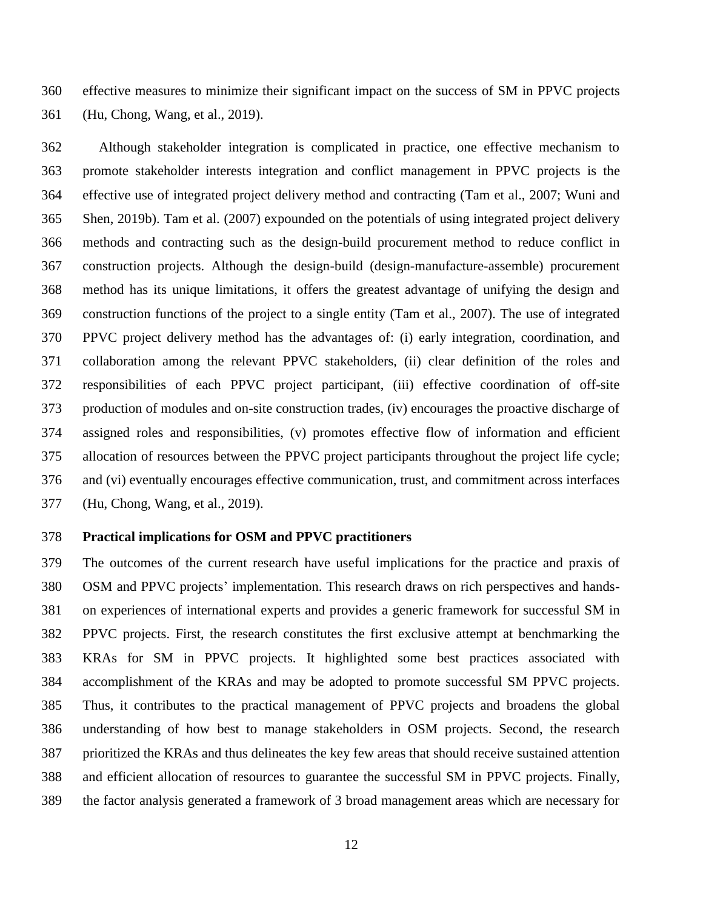effective measures to minimize their significant impact on the success of SM in PPVC projects (Hu, Chong, Wang, et al., 2019).

Although stakeholder integration is complicated in practice, one effective mechanism to promote stakeholder interests integration and conflict management in PPVC projects is the effective use of integrated project delivery method and contracting (Tam et al., 2007; Wuni and Shen, 2019b). Tam et al. (2007) expounded on the potentials of using integrated project delivery methods and contracting such as the design-build procurement method to reduce conflict in construction projects. Although the design-build (design-manufacture-assemble) procurement method has its unique limitations, it offers the greatest advantage of unifying the design and construction functions of the project to a single entity (Tam et al., 2007). The use of integrated PPVC project delivery method has the advantages of: (i) early integration, coordination, and collaboration among the relevant PPVC stakeholders, (ii) clear definition of the roles and responsibilities of each PPVC project participant, (iii) effective coordination of off-site production of modules and on-site construction trades, (iv) encourages the proactive discharge of assigned roles and responsibilities, (v) promotes effective flow of information and efficient allocation of resources between the PPVC project participants throughout the project life cycle; and (vi) eventually encourages effective communication, trust, and commitment across interfaces (Hu, Chong, Wang, et al., 2019).

**Practical implications for OSM and PPVC practitioners**

The outcomes of the current research have useful implications for the practice and praxis of OSM and PPVC projects' implementation. This research draws on rich perspectives and hands-on experiences of international experts and provides a generic framework for successful SM in PPVC projects. First, the research constitutes the first exclusive attempt at benchmarking the KRAs for SM in PPVC projects. It highlighted some best practices associated with accomplishment of the KRAs and may be adopted to promote successful SM PPVC projects. Thus, it contributes to the practical management of PPVC projects and broadens the global understanding of how best to manage stakeholders in OSM projects. Second, the research prioritized the KRAs and thus delineates the key few areas that should receive sustained attention and efficient allocation of resources to guarantee the successful SM in PPVC projects. Finally, the factor analysis generated a framework of 3 broad management areas which are necessary for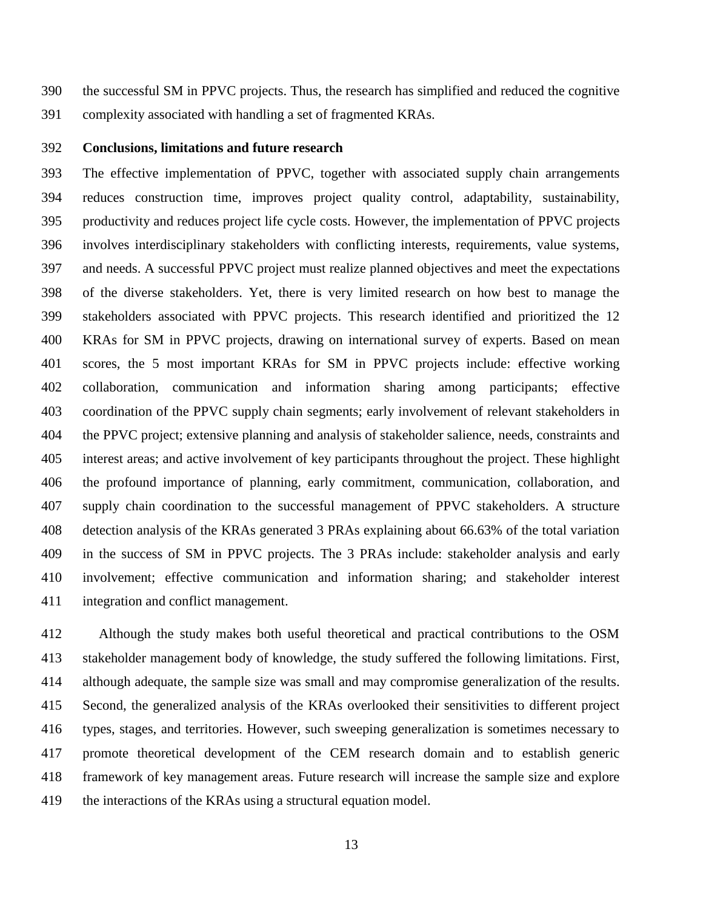the successful SM in PPVC projects. Thus, the research has simplified and reduced the cognitive complexity associated with handling a set of fragmented KRAs.

## Conclusions, limitations and future research

The effective implementation of PPVC, together with associated supply chain arrangements reduces construction time, improves project quality control, adaptability, sustainability, productivity and reduces project life cycle costs. However, the implementation of PPVC projects involves interdisciplinary stakeholders with conflicting interests, requirements, value systems, and needs. A successful PPVC project must realize planned objectives and meet the expectations of the diverse stakeholders. Yet, there is very limited research on how best to manage the stakeholders associated with PPVC projects. This research identified and prioritized the 12 KRAs for SM in PPVC projects, drawing on international survey of experts. Based on mean scores, the 5 most important KRAs for SM in PPVC projects include: effective working collaboration, communication and information sharing among participants; effective coordination of the PPVC supply chain segments; early involvement of relevant stakeholders in the PPVC project; extensive planning and analysis of stakeholder salience, needs, constraints and interest areas; and active involvement of key participants throughout the project. These highlight the profound importance of planning, early commitment, communication, collaboration, and supply chain coordination to the successful management of PPVC stakeholders. A structure detection analysis of the KRAs generated 3 PRAs explaining about 66.63% of the total variation in the success of SM in PPVC projects. The 3 PRAs include: stakeholder analysis and early involvement; effective communication and information sharing; and stakeholder interest integration and conflict management.

Although the study makes both useful theoretical and practical contributions to the OSM stakeholder management body of knowledge, the study suffered the following limitations. First, although adequate, the sample size was small and may compromise generalization of the results. Second, the generalized analysis of the KRAs overlooked their sensitivities to different project types, stages, and territories. However, such sweeping generalization is sometimes necessary to promote theoretical development of the CEM research domain and to establish generic framework of key management areas. Future research will increase the sample size and explore the interactions of the KRAs using a structural equation model.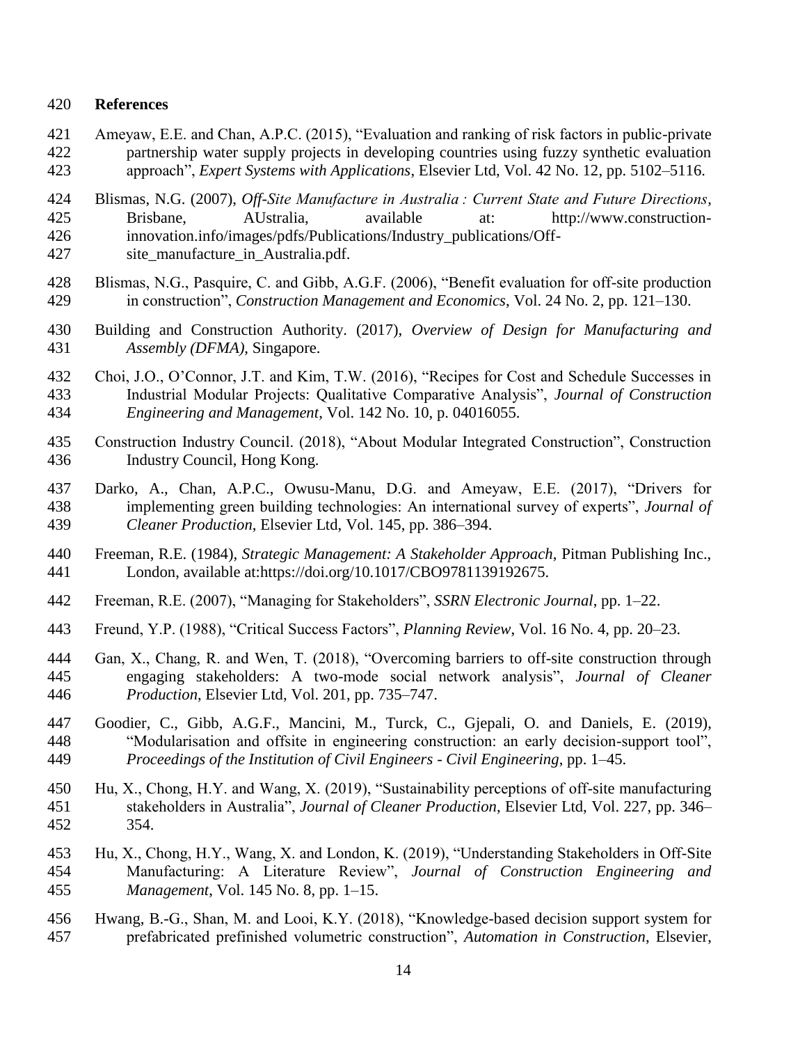## References

Ameyaw, E.E. and Chan, A.P.C. (2015), "Evaluation and ranking of risk factors in public-private partnership water supply projects in developing countries using fuzzy synthetic evaluation approach", *Expert Systems with Applications*, Elsevier Ltd, Vol. 42 No. 12, pp. 5102–5116.

Blismas, N.G. (2007), *Off-Site Manufacture in Australia : Current State and Future Directions*, Brisbane, AUstralia, available at: http://www.construction-innovation.info/images/pdfs/Publications/Industry_publications/Off-site_manufacture_in_Australia.pdf.

Blismas, N.G., Pasquire, C. and Gibb, A.G.F. (2006), "Benefit evaluation for off-site production in construction", *Construction Management and Economics*, Vol. 24 No. 2, pp. 121–130.

Building and Construction Authority. (2017), *Overview of Design for Manufacturing and Assembly (DFMA)*, Singapore.

Choi, J.O., O'Connor, J.T. and Kim, T.W. (2016), "Recipes for Cost and Schedule Successes in Industrial Modular Projects: Qualitative Comparative Analysis", *Journal of Construction Engineering and Management*, Vol. 142 No. 10, p. 04016055.

Construction Industry Council. (2018), "About Modular Integrated Construction", Construction Industry Council, Hong Kong.

Darko, A., Chan, A.P.C., Owusu-Manu, D.G. and Ameyaw, E.E. (2017), "Drivers for implementing green building technologies: An international survey of experts", *Journal of Cleaner Production*, Elsevier Ltd, Vol. 145, pp. 386–394.

Freeman, R.E. (1984), *Strategic Management: A Stakeholder Approach*, Pitman Publishing Inc., London, available at:https://doi.org/10.1017/CBO9781139192675.

Freeman, R.E. (2007), "Managing for Stakeholders", *SSRN Electronic Journal*, pp. 1–22.

Freund, Y.P. (1988), "Critical Success Factors", *Planning Review*, Vol. 16 No. 4, pp. 20–23.

Gan, X., Chang, R. and Wen, T. (2018), "Overcoming barriers to off-site construction through engaging stakeholders: A two-mode social network analysis", *Journal of Cleaner Production*, Elsevier Ltd, Vol. 201, pp. 735–747.

Goodier, C., Gibb, A.G.F., Mancini, M., Turck, C., Gjepali, O. and Daniels, E. (2019), "Modularisation and offsite in engineering construction: an early decision-support tool", *Proceedings of the Institution of Civil Engineers - Civil Engineering*, pp. 1–45.

Hu, X., Chong, H.Y. and Wang, X. (2019), "Sustainability perceptions of off-site manufacturing stakeholders in Australia", *Journal of Cleaner Production*, Elsevier Ltd, Vol. 227, pp. 346–354.

Hu, X., Chong, H.Y., Wang, X. and London, K. (2019), "Understanding Stakeholders in Off-Site Manufacturing: A Literature Review", *Journal of Construction Engineering and Management*, Vol. 145 No. 8, pp. 1–15.

Hwang, B.-G., Shan, M. and Looi, K.Y. (2018), "Knowledge-based decision support system for prefabricated prefinished volumetric construction", *Automation in Construction*, Elsevier,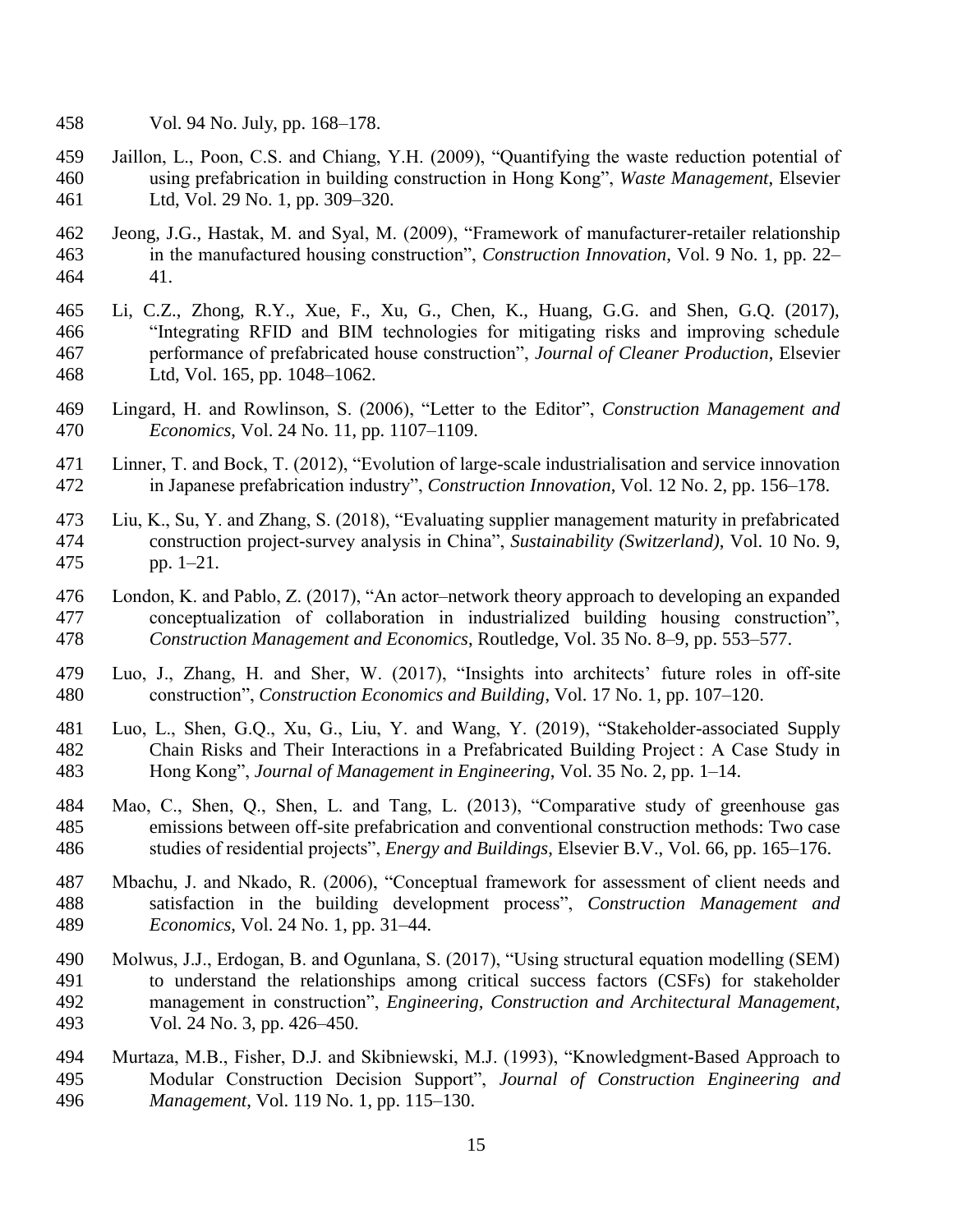Vol. 94 No. July, pp. 168–178.

Jaillon, L., Poon, C.S. and Chiang, Y.H. (2009), "Quantifying the waste reduction potential of using prefabrication in building construction in Hong Kong", *Waste Management*, Elsevier Ltd, Vol. 29 No. 1, pp. 309–320.

Jeong, J.G., Hastak, M. and Syal, M. (2009), "Framework of manufacturer-retailer relationship in the manufactured housing construction", *Construction Innovation*, Vol. 9 No. 1, pp. 22–41.

Li, C.Z., Zhong, R.Y., Xue, F., Xu, G., Chen, K., Huang, G.G. and Shen, G.Q. (2017), "Integrating RFID and BIM technologies for mitigating risks and improving schedule performance of prefabricated house construction", *Journal of Cleaner Production*, Elsevier Ltd, Vol. 165, pp. 1048–1062.

Lingard, H. and Rowlinson, S. (2006), "Letter to the Editor", *Construction Management and Economics*, Vol. 24 No. 11, pp. 1107–1109.

Linner, T. and Bock, T. (2012), "Evolution of large-scale industrialisation and service innovation in Japanese prefabrication industry", *Construction Innovation*, Vol. 12 No. 2, pp. 156–178.

Liu, K., Su, Y. and Zhang, S. (2018), "Evaluating supplier management maturity in prefabricated construction project-survey analysis in China", *Sustainability (Switzerland)*, Vol. 10 No. 9, pp. 1–21.

London, K. and Pablo, Z. (2017), "An actor–network theory approach to developing an expanded conceptualization of collaboration in industrialized building housing construction", *Construction Management and Economics*, Routledge, Vol. 35 No. 8–9, pp. 553–577.

Luo, J., Zhang, H. and Sher, W. (2017), "Insights into architects' future roles in off-site construction", *Construction Economics and Building*, Vol. 17 No. 1, pp. 107–120.

Luo, L., Shen, G.Q., Xu, G., Liu, Y. and Wang, Y. (2019), "Stakeholder-associated Supply Chain Risks and Their Interactions in a Prefabricated Building Project : A Case Study in Hong Kong", *Journal of Management in Engineering*, Vol. 35 No. 2, pp. 1–14.

Mao, C., Shen, Q., Shen, L. and Tang, L. (2013), "Comparative study of greenhouse gas emissions between off-site prefabrication and conventional construction methods: Two case studies of residential projects", *Energy and Buildings*, Elsevier B.V., Vol. 66, pp. 165–176.

Mbachu, J. and Nkado, R. (2006), "Conceptual framework for assessment of client needs and satisfaction in the building development process", *Construction Management and Economics*, Vol. 24 No. 1, pp. 31–44.

Molwus, J.J., Erdogan, B. and Ogunlana, S. (2017), "Using structural equation modelling (SEM) to understand the relationships among critical success factors (CSFs) for stakeholder management in construction", *Engineering, Construction and Architectural Management*, Vol. 24 No. 3, pp. 426–450.

Murtaza, M.B., Fisher, D.J. and Skibniewski, M.J. (1993), "Knowledgment-Based Approach to Modular Construction Decision Support", *Journal of Construction Engineering and Management*, Vol. 119 No. 1, pp. 115–130.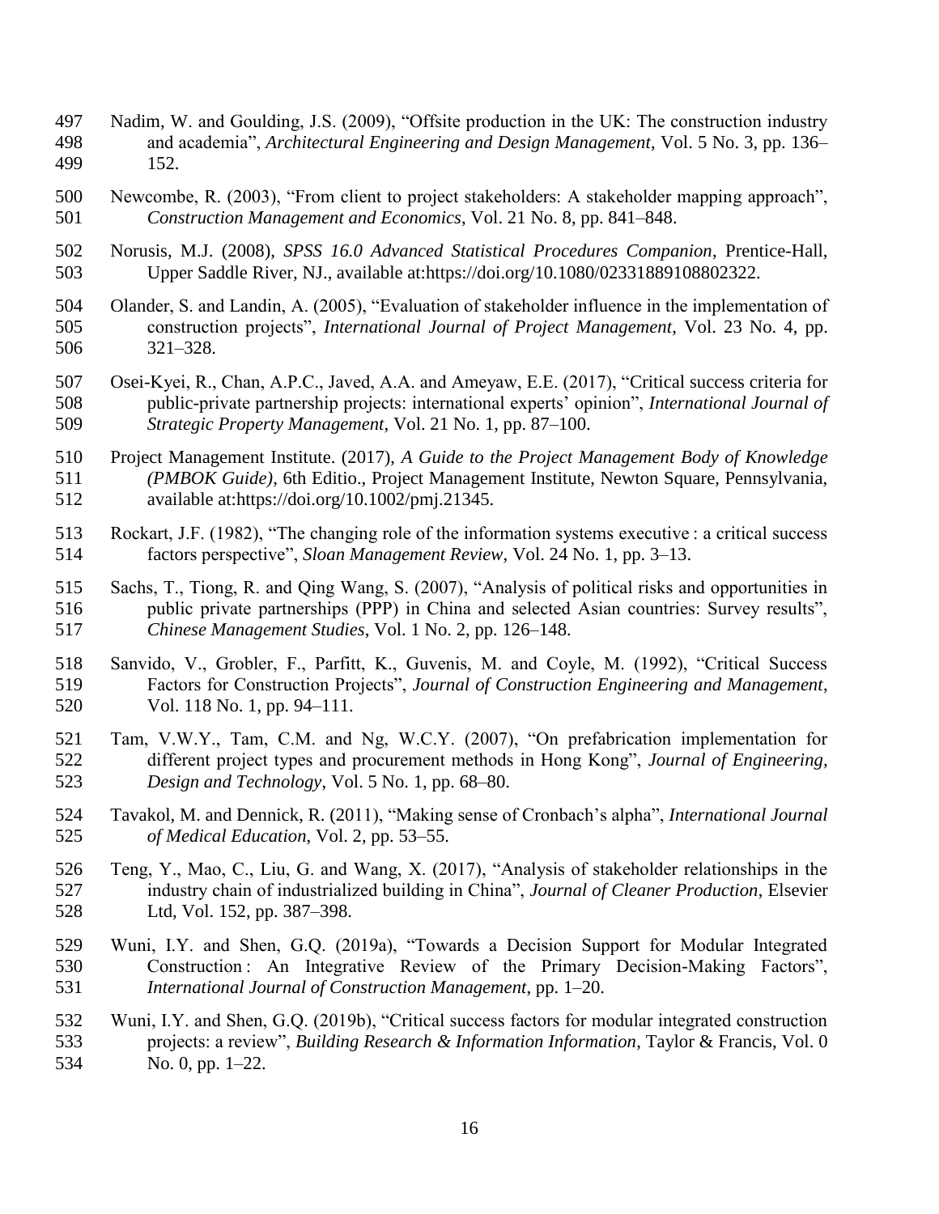Nadim, W. and Goulding, J.S. (2009), "Offsite production in the UK: The construction industry and academia", *Architectural Engineering and Design Management*, Vol. 5 No. 3, pp. 136–152.

Newcombe, R. (2003), "From client to project stakeholders: A stakeholder mapping approach", *Construction Management and Economics*, Vol. 21 No. 8, pp. 841–848.

Norusis, M.J. (2008), *SPSS 16.0 Advanced Statistical Procedures Companion*, Prentice-Hall, Upper Saddle River, NJ., available at:https://doi.org/10.1080/02331889108802322.

Olander, S. and Landin, A. (2005), "Evaluation of stakeholder influence in the implementation of construction projects", *International Journal of Project Management*, Vol. 23 No. 4, pp. 321–328.

Osei-Kyei, R., Chan, A.P.C., Javed, A.A. and Ameyaw, E.E. (2017), "Critical success criteria for public-private partnership projects: international experts' opinion", *International Journal of Strategic Property Management*, Vol. 21 No. 1, pp. 87–100.

Project Management Institute. (2017), *A Guide to the Project Management Body of Knowledge (PMBOK Guide)*, 6th Editio., Project Management Institute, Newton Square, Pennsylvania, available at:https://doi.org/10.1002/pmj.21345.

Rockart, J.F. (1982), "The changing role of the information systems executive : a critical success factors perspective", *Sloan Management Review*, Vol. 24 No. 1, pp. 3–13.

Sachs, T., Tiong, R. and Qing Wang, S. (2007), "Analysis of political risks and opportunities in public private partnerships (PPP) in China and selected Asian countries: Survey results", *Chinese Management Studies*, Vol. 1 No. 2, pp. 126–148.

Sanvido, V., Grobler, F., Parfitt, K., Guvenis, M. and Coyle, M. (1992), "Critical Success Factors for Construction Projects", *Journal of Construction Engineering and Management*, Vol. 118 No. 1, pp. 94–111.

Tam, V.W.Y., Tam, C.M. and Ng, W.C.Y. (2007), "On prefabrication implementation for different project types and procurement methods in Hong Kong", *Journal of Engineering, Design and Technology*, Vol. 5 No. 1, pp. 68–80.

Tavakol, M. and Dennick, R. (2011), "Making sense of Cronbach's alpha", *International Journal of Medical Education*, Vol. 2, pp. 53–55.

Teng, Y., Mao, C., Liu, G. and Wang, X. (2017), "Analysis of stakeholder relationships in the industry chain of industrialized building in China", *Journal of Cleaner Production*, Elsevier Ltd, Vol. 152, pp. 387–398.

Wuni, I.Y. and Shen, G.Q. (2019a), "Towards a Decision Support for Modular Integrated Construction : An Integrative Review of the Primary Decision-Making Factors", *International Journal of Construction Management*, pp. 1–20.

Wuni, I.Y. and Shen, G.Q. (2019b), "Critical success factors for modular integrated construction projects: a review", *Building Research & Information Information*, Taylor & Francis, Vol. 0 No. 0, pp. 1–22.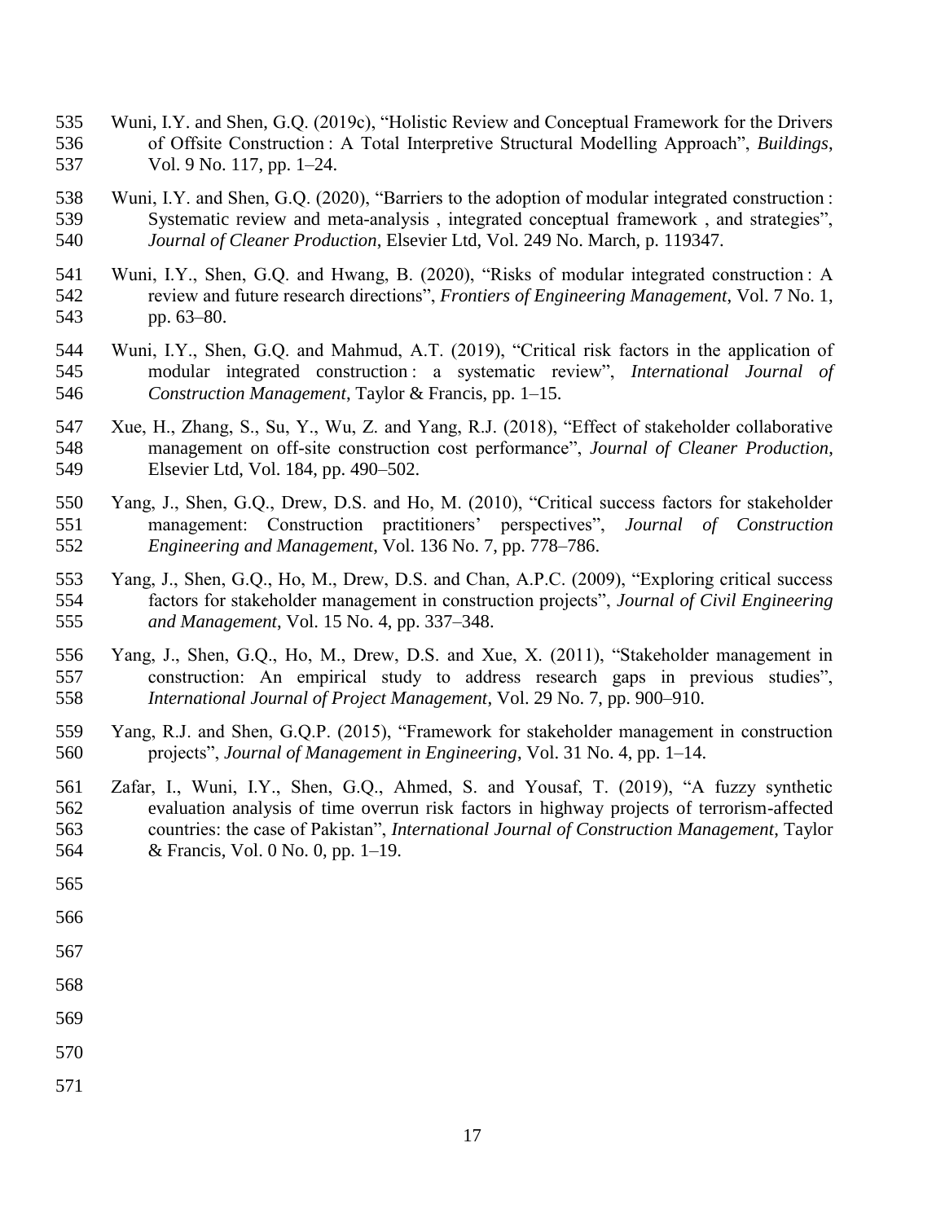Wuni, I.Y. and Shen, G.Q. (2019c), “Holistic Review and Conceptual Framework for the Drivers of Offsite Construction : A Total Interpretive Structural Modelling Approach”, *Buildings*, Vol. 9 No. 117, pp. 1–24.

Wuni, I.Y. and Shen, G.Q. (2020), “Barriers to the adoption of modular integrated construction : Systematic review and meta-analysis , integrated conceptual framework , and strategies”, *Journal of Cleaner Production*, Elsevier Ltd, Vol. 249 No. March, p. 119347.

Wuni, I.Y., Shen, G.Q. and Hwang, B. (2020), “Risks of modular integrated construction : A review and future research directions”, *Frontiers of Engineering Management*, Vol. 7 No. 1, pp. 63–80.

Wuni, I.Y., Shen, G.Q. and Mahmud, A.T. (2019), “Critical risk factors in the application of modular integrated construction : a systematic review”, *International Journal of Construction Management*, Taylor & Francis, pp. 1–15.

Xue, H., Zhang, S., Su, Y., Wu, Z. and Yang, R.J. (2018), “Effect of stakeholder collaborative management on off-site construction cost performance”, *Journal of Cleaner Production*, Elsevier Ltd, Vol. 184, pp. 490–502.

Yang, J., Shen, G.Q., Drew, D.S. and Ho, M. (2010), “Critical success factors for stakeholder management: Construction practitioners’ perspectives”, *Journal of Construction Engineering and Management*, Vol. 136 No. 7, pp. 778–786.

Yang, J., Shen, G.Q., Ho, M., Drew, D.S. and Chan, A.P.C. (2009), “Exploring critical success factors for stakeholder management in construction projects”, *Journal of Civil Engineering and Management*, Vol. 15 No. 4, pp. 337–348.

Yang, J., Shen, G.Q., Ho, M., Drew, D.S. and Xue, X. (2011), “Stakeholder management in construction: An empirical study to address research gaps in previous studies”, *International Journal of Project Management*, Vol. 29 No. 7, pp. 900–910.

Yang, R.J. and Shen, G.Q.P. (2015), “Framework for stakeholder management in construction projects”, *Journal of Management in Engineering*, Vol. 31 No. 4, pp. 1–14.

Zafar, I., Wuni, I.Y., Shen, G.Q., Ahmed, S. and Yousaf, T. (2019), “A fuzzy synthetic evaluation analysis of time overrun risk factors in highway projects of terrorism-affected countries: the case of Pakistan”, *International Journal of Construction Management*, Taylor & Francis, Vol. 0 No. 0, pp. 1–19.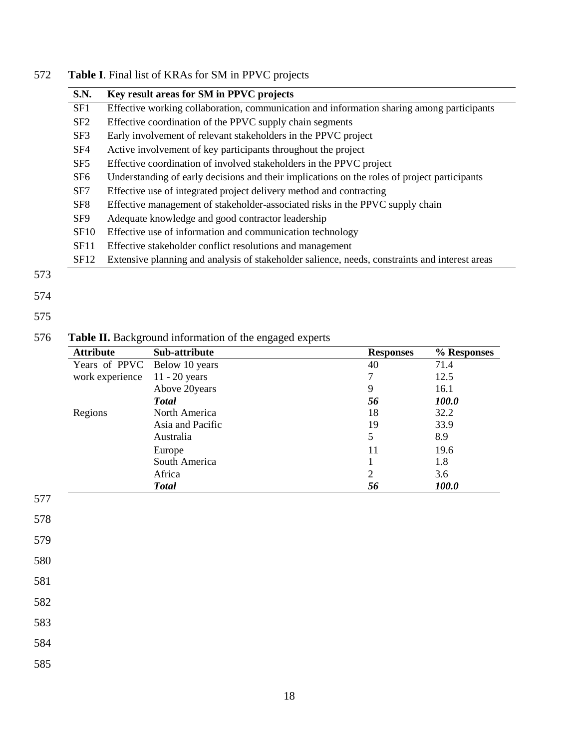**Table I**. Final list of KRAs for SM in PPVC projects

| S.N. | Key result areas for SM in PPVC projects |
|---|---|
| SF1 | Effective working collaboration, communication and information sharing among participants |
| SF2 | Effective coordination of the PPVC supply chain segments |
| SF3 | Early involvement of relevant stakeholders in the PPVC project |
| SF4 | Active involvement of key participants throughout the project |
| SF5 | Effective coordination of involved stakeholders in the PPVC project |
| SF6 | Understanding of early decisions and their implications on the roles of project participants |
| SF7 | Effective use of integrated project delivery method and contracting |
| SF8 | Effective management of stakeholder-associated risks in the PPVC supply chain |
| SF9 | Adequate knowledge and good contractor leadership |
| SF10 | Effective use of information and communication technology |
| SF11 | Effective stakeholder conflict resolutions and management |
| SF12 | Extensive planning and analysis of stakeholder salience, needs, constraints and interest areas |

**Table II.** Background information of the engaged experts

| Attribute | Sub-attribute | Responses | % Responses |
|---|---|---|---|
| Years of PPVC work experience | Below 10 years | 40 | 71.4 |
| | 11 - 20 years | 7 | 12.5 |
| | Above 20years | 9 | 16.1 |
| | ***Total*** | ***56*** | ***100.0*** |
| Regions | North America | 18 | 32.2 |
| | Asia and Pacific | 19 | 33.9 |
| | Australia | 5 | 8.9 |
| | Europe | 11 | 19.6 |
| | South America | 1 | 1.8 |
| | Africa | 2 | 3.6 |
| | ***Total*** | ***56*** | ***100.0*** |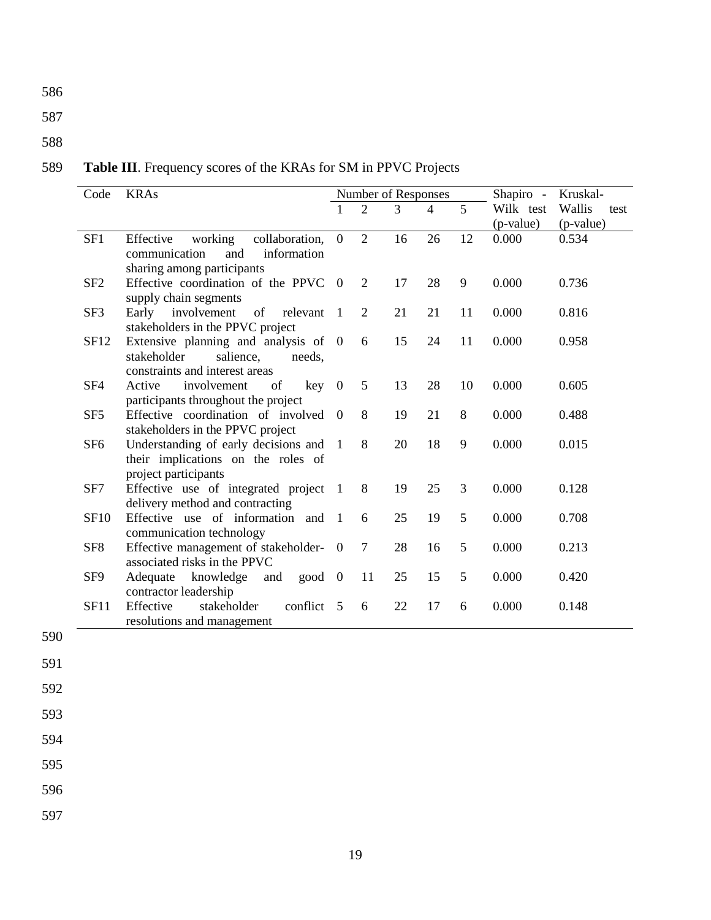**Table III**. Frequency scores of the KRAs for SM in PPVC Projects

| Code | KRAs | Number of Responses | | | | | Shapiro - Wilk test (p-value) | Kruskal-Wallis test (p-value) |
|---|---|---|---|---|---|---|---|---|
| | | 1 | 2 | 3 | 4 | 5 | | |
| SF1 | Effective working collaboration, communication and information sharing among participants | 0 | 2 | 16 | 26 | 12 | 0.000 | 0.534 |
| SF2 | Effective coordination of the PPVC supply chain segments | 0 | 2 | 17 | 28 | 9 | 0.000 | 0.736 |
| SF3 | Early involvement of relevant stakeholders in the PPVC project | 1 | 2 | 21 | 21 | 11 | 0.000 | 0.816 |
| SF12 | Extensive planning and analysis of stakeholder salience, needs, constraints and interest areas | 0 | 6 | 15 | 24 | 11 | 0.000 | 0.958 |
| SF4 | Active involvement of key participants throughout the project | 0 | 5 | 13 | 28 | 10 | 0.000 | 0.605 |
| SF5 | Effective coordination of involved stakeholders in the PPVC project | 0 | 8 | 19 | 21 | 8 | 0.000 | 0.488 |
| SF6 | Understanding of early decisions and their implications on the roles of project participants | 1 | 8 | 20 | 18 | 9 | 0.000 | 0.015 |
| SF7 | Effective use of integrated project delivery method and contracting | 1 | 8 | 19 | 25 | 3 | 0.000 | 0.128 |
| SF10 | Effective use of information and communication technology | 1 | 6 | 25 | 19 | 5 | 0.000 | 0.708 |
| SF8 | Effective management of stakeholder-associated risks in the PPVC | 0 | 7 | 28 | 16 | 5 | 0.000 | 0.213 |
| SF9 | Adequate knowledge and good contractor leadership | 0 | 11 | 25 | 15 | 5 | 0.000 | 0.420 |
| SF11 | Effective stakeholder conflict resolutions and management | 5 | 6 | 22 | 17 | 6 | 0.000 | 0.148 |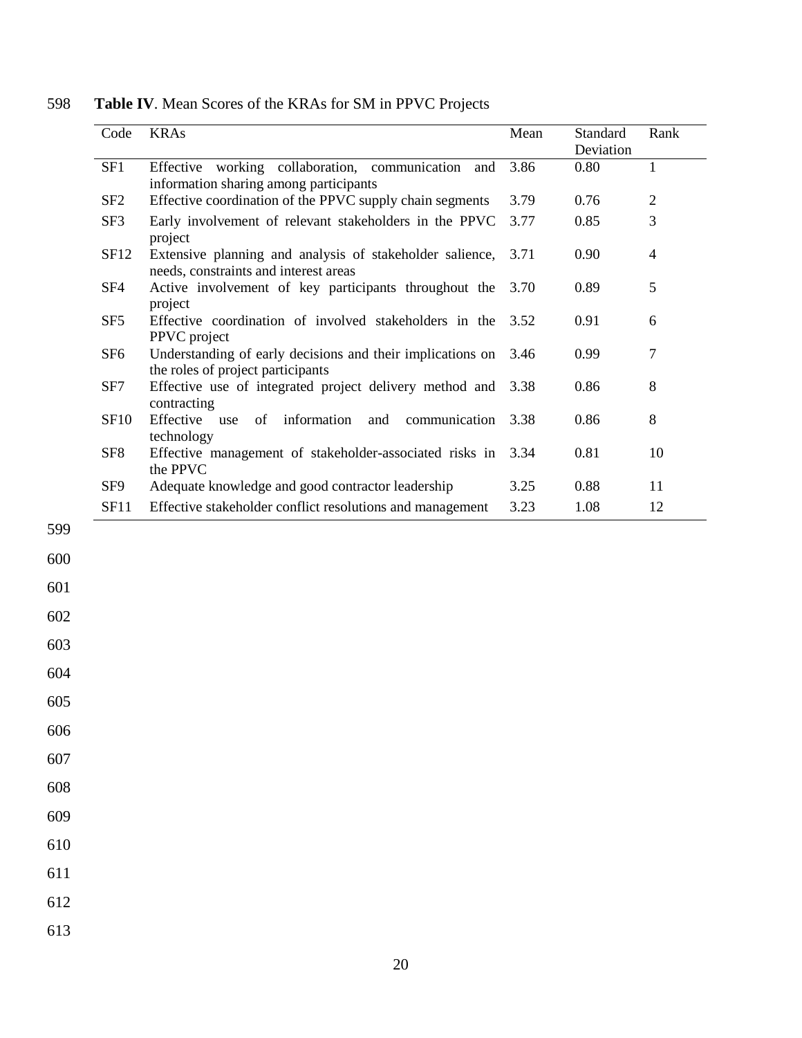**Table IV**. Mean Scores of the KRAs for SM in PPVC Projects

| Code | KRAs | Mean | Standard Deviation | Rank |
|---|---|---|---|---|
| SF1 | Effective working collaboration, communication and information sharing among participants | 3.86 | 0.80 | 1 |
| SF2 | Effective coordination of the PPVC supply chain segments | 3.79 | 0.76 | 2 |
| SF3 | Early involvement of relevant stakeholders in the PPVC project | 3.77 | 0.85 | 3 |
| SF12 | Extensive planning and analysis of stakeholder salience, needs, constraints and interest areas | 3.71 | 0.90 | 4 |
| SF4 | Active involvement of key participants throughout the project | 3.70 | 0.89 | 5 |
| SF5 | Effective coordination of involved stakeholders in the PPVC project | 3.52 | 0.91 | 6 |
| SF6 | Understanding of early decisions and their implications on the roles of project participants | 3.46 | 0.99 | 7 |
| SF7 | Effective use of integrated project delivery method and contracting | 3.38 | 0.86 | 8 |
| SF10 | Effective use of information and communication technology | 3.38 | 0.86 | 8 |
| SF8 | Effective management of stakeholder-associated risks in the PPVC | 3.34 | 0.81 | 10 |
| SF9 | Adequate knowledge and good contractor leadership | 3.25 | 0.88 | 11 |
| SF11 | Effective stakeholder conflict resolutions and management | 3.23 | 1.08 | 12 |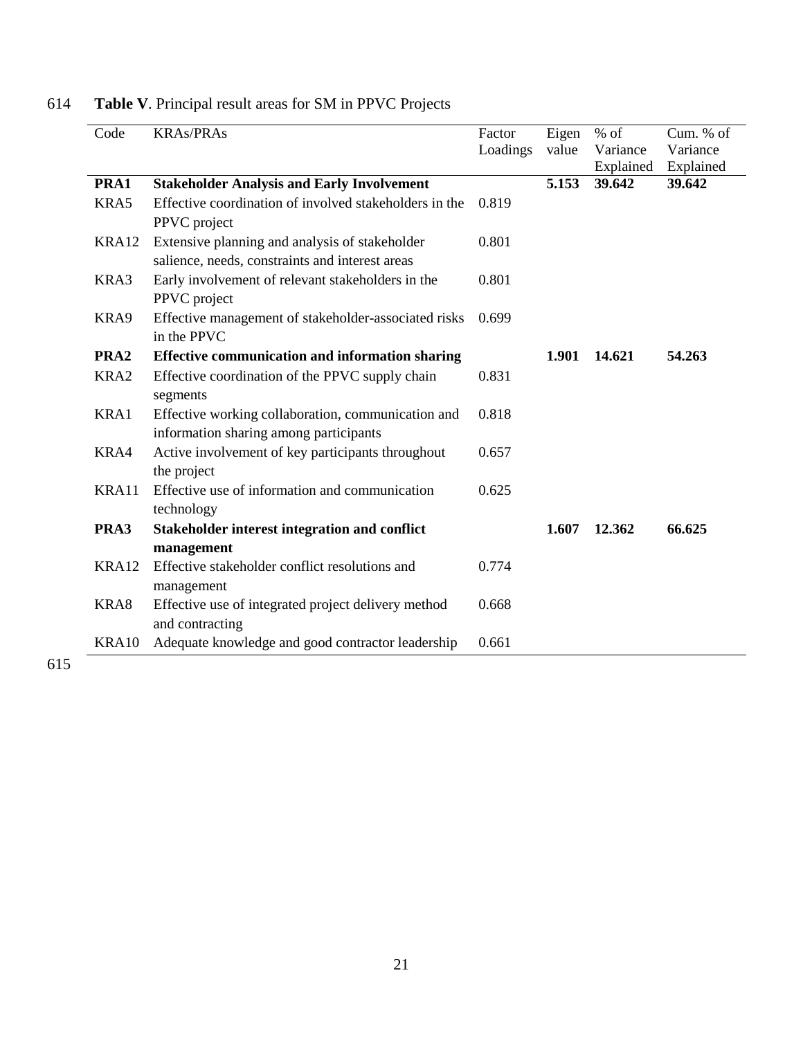**Table V**. Principal result areas for SM in PPVC Projects

| Code | KRAs/PRAs | Factor Loadings | Eigen value | % of Variance Explained | Cum. % of Variance Explained |
|---|---|---|---|---|---|
| **PRA1** | **Stakeholder Analysis and Early Involvement** | | **5.153** | **39.642** | **39.642** |
| KRA5 | Effective coordination of involved stakeholders in the PPVC project | 0.819 | | | |
| KRA12 | Extensive planning and analysis of stakeholder salience, needs, constraints and interest areas | 0.801 | | | |
| KRA3 | Early involvement of relevant stakeholders in the PPVC project | 0.801 | | | |
| KRA9 | Effective management of stakeholder-associated risks in the PPVC | 0.699 | | | |
| **PRA2** | **Effective communication and information sharing** | | **1.901** | **14.621** | **54.263** |
| KRA2 | Effective coordination of the PPVC supply chain segments | 0.831 | | | |
| KRA1 | Effective working collaboration, communication and information sharing among participants | 0.818 | | | |
| KRA4 | Active involvement of key participants throughout the project | 0.657 | | | |
| KRA11 | Effective use of information and communication technology | 0.625 | | | |
| **PRA3** | **Stakeholder interest integration and conflict management** | | **1.607** | **12.362** | **66.625** |
| KRA12 | Effective stakeholder conflict resolutions and management | 0.774 | | | |
| KRA8 | Effective use of integrated project delivery method and contracting | 0.668 | | | |
| KRA10 | Adequate knowledge and good contractor leadership | 0.661 | | | |